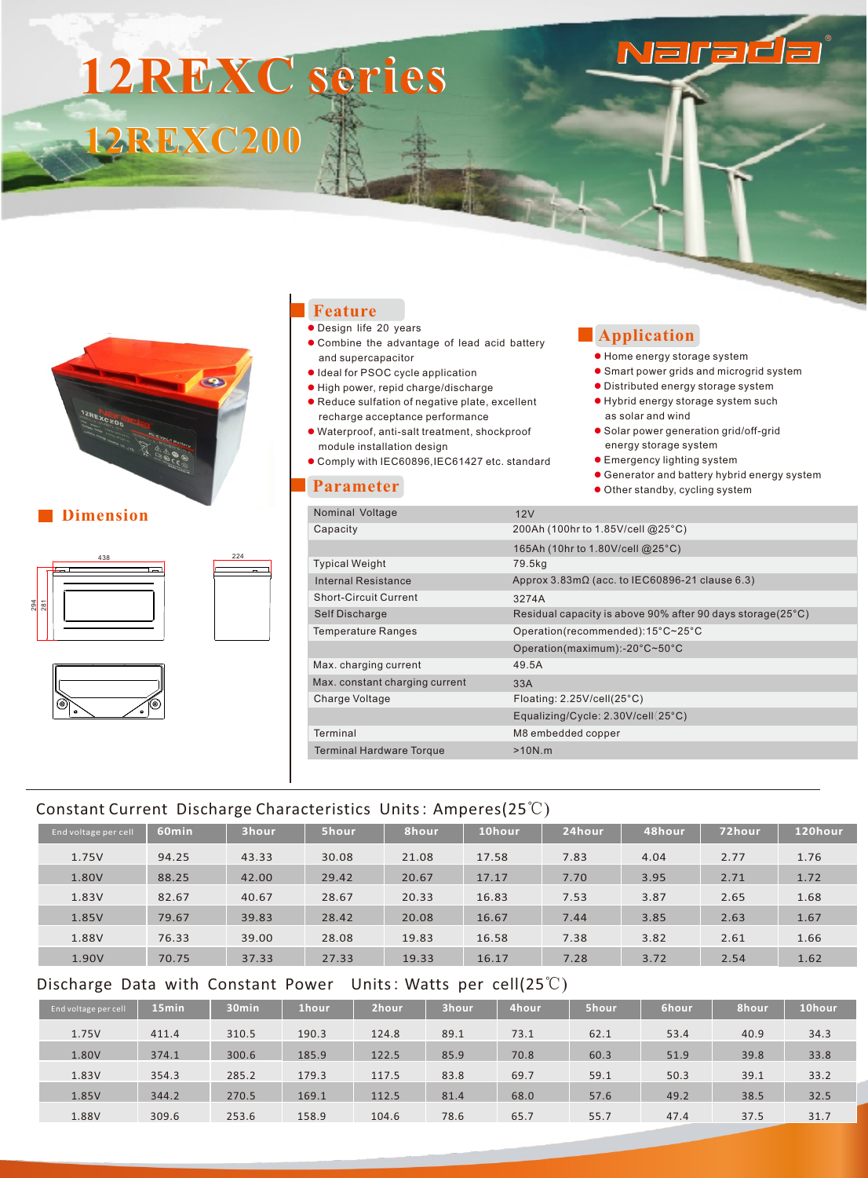# 12REXC series

## 12REXC200

Narada

## Feature

- Design life 20 years
- Combine the advantage of lead acid battery and supercapacitor
- Ideal for PSOC cycle application
- High power, repid charge/discharge
- Reduce sulfation of negative plate, excellent recharge acceptance performance
- Waterproof, anti-salt treatment, shockproof module installation design
- Comply with IEC60896,IEC61427 etc. standard

## Application

- Home energy storage system
- Smart power grids and microgrid system
- Distributed energy storage system
- Hybrid energy storage system such as solar and wind
- Solar power generation grid/off-grid energy storage system
- Emergency lighting system
- Generator and battery hybrid energy system
- Other standby, cycling system

## Dimension

438, 224, 294, 281

## Parameter

| | |
|---|---|
| Nominal Voltage | 12V |
| Capacity | 200Ah (100hr to 1.85V/cell @25°C) |
| | 165Ah (10hr to 1.80V/cell @25°C) |
| Typical Weight | 79.5kg |
| Internal Resistance | Approx 3.83mΩ (acc. to IEC60896-21 clause 6.3) |
| Short-Circuit Current | 3274A |
| Self Discharge | Residual capacity is above 90% after 90 days storage(25°C) |
| Temperature Ranges | Operation(recommended):15°C~25°C |
| | Operation(maximum):-20°C~50°C |
| Max. charging current | 49.5A |
| Max. constant charging current | 33A |
| Charge Voltage | Floating: 2.25V/cell(25°C) |
| | Equalizing/Cycle: 2.30V/cell(25°C) |
| Terminal | M8 embedded copper |
| Terminal Hardware Torque | >10N.m |

### Constant Current Discharge Characteristics Units: Amperes(25℃)

| End voltage per cell | 60min | 3hour | 5hour | 8hour | 10hour | 24hour | 48hour | 72hour | 120hour |
|---|---|---|---|---|---|---|---|---|---|
| 1.75V | 94.25 | 43.33 | 30.08 | 21.08 | 17.58 | 7.83 | 4.04 | 2.77 | 1.76 |
| 1.80V | 88.25 | 42.00 | 29.42 | 20.67 | 17.17 | 7.70 | 3.95 | 2.71 | 1.72 |
| 1.83V | 82.67 | 40.67 | 28.67 | 20.33 | 16.83 | 7.53 | 3.87 | 2.65 | 1.68 |
| 1.85V | 79.67 | 39.83 | 28.42 | 20.08 | 16.67 | 7.44 | 3.85 | 2.63 | 1.67 |
| 1.88V | 76.33 | 39.00 | 28.08 | 19.83 | 16.58 | 7.38 | 3.82 | 2.61 | 1.66 |
| 1.90V | 70.75 | 37.33 | 27.33 | 19.33 | 16.17 | 7.28 | 3.72 | 2.54 | 1.62 |

### Discharge Data with Constant Power Units: Watts per cell(25℃)

| End voltage per cell | 15min | 30min | 1hour | 2hour | 3hour | 4hour | 5hour | 6hour | 8hour | 10hour |
|---|---|---|---|---|---|---|---|---|---|---|
| 1.75V | 411.4 | 310.5 | 190.3 | 124.8 | 89.1 | 73.1 | 62.1 | 53.4 | 40.9 | 34.3 |
| 1.80V | 374.1 | 300.6 | 185.9 | 122.5 | 85.9 | 70.8 | 60.3 | 51.9 | 39.8 | 33.8 |
| 1.83V | 354.3 | 285.2 | 179.3 | 117.5 | 83.8 | 69.7 | 59.1 | 50.3 | 39.1 | 33.2 |
| 1.85V | 344.2 | 270.5 | 169.1 | 112.5 | 81.4 | 68.0 | 57.6 | 49.2 | 38.5 | 32.5 |
| 1.88V | 309.6 | 253.6 | 158.9 | 104.6 | 78.6 | 65.7 | 55.7 | 47.4 | 37.5 | 31.7 |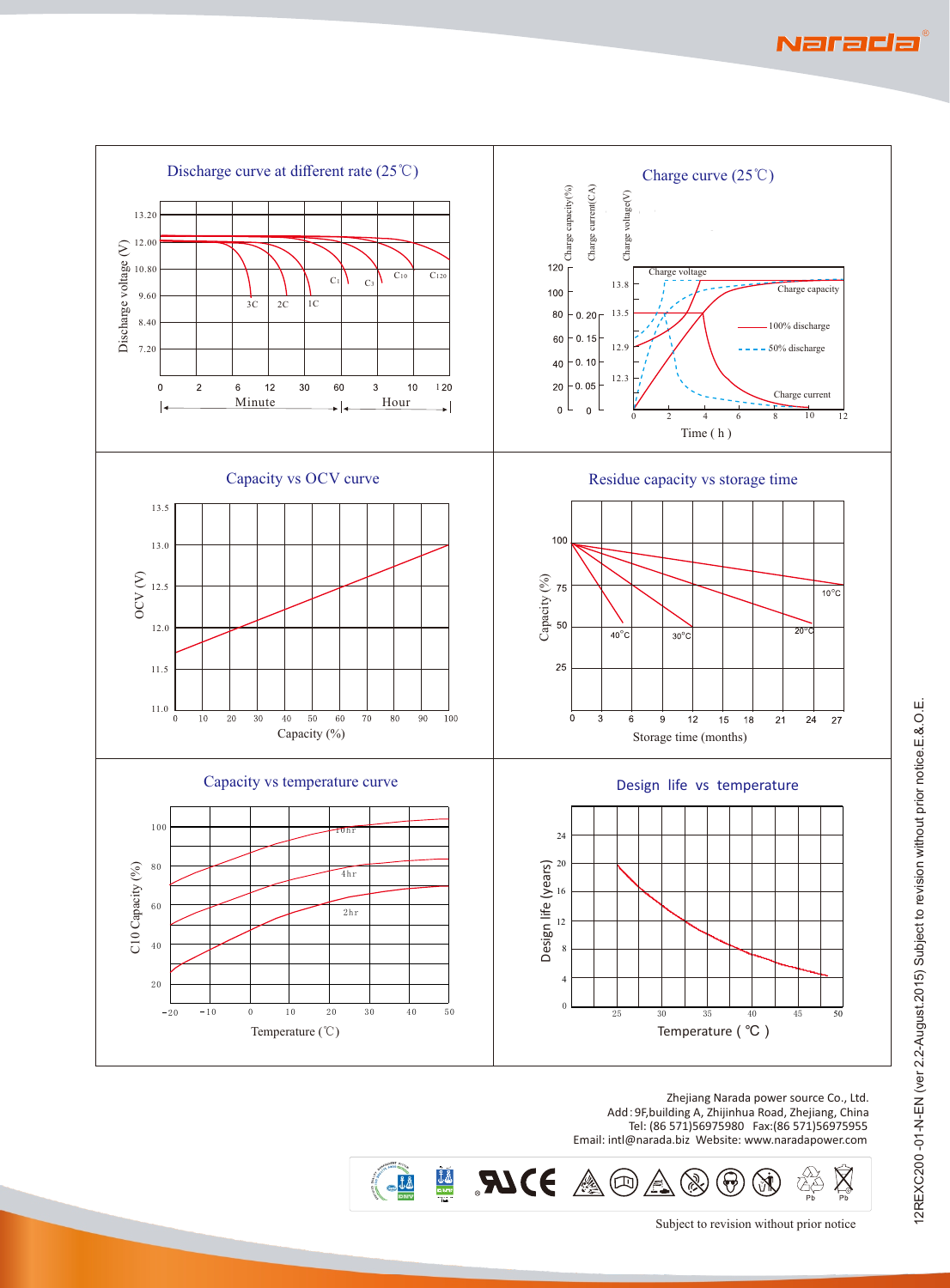Narada®

## Discharge curve at different rate (25℃)

Discharge voltage (V)

13.20
12.00
10.80
9.60
8.40
7.20

3C 2C 1C $C_1$ $C_3$ $C_{10}$ $C_{120}$

0 2 6 12 30 60 3 10 120

Minute | Hour

## Charge curve (25℃)

Charge capacity(%) Charge current(CA) Charge voltage(V)

120 100 80 60 40 20 0

0.20 0.15 0.10 0.05 0

13.8 13.5 12.9 12.3

Charge voltage
Charge capacity
100% discharge
50% discharge
Charge current

0 2 4 6 8 10 12

Time ( h )

## Capacity vs OCV curve

OCV (V)

13.5
13.0
12.5
12.0
11.5
11.0

0 10 20 30 40 50 60 70 80 90 100

Capacity (%)

## Residue capacity vs storage time

Capacity (%)

100
75
50
25

40°C 30°C 20°C 10°C

0 3 6 9 12 15 18 21 24 27

Storage time (months)

## Capacity vs temperature curve

C10 Capacity (%)

100
80
60
40
20

10hr 4hr 2hr

-20 -10 0 10 20 30 40 50

Temperature (℃)

## Design life vs temperature

Design life (years)

24
20
16
12
8
4
0

25 30 35 40 45 50

Temperature ( ℃ )

Zhejiang Narada power source Co., Ltd.
Add: 9F,building A, Zhijinhua Road, Zhejiang, China
Tel: (86 571)56975980 Fax:(86 571)56975955
Email: intl@narada.biz Website: www.naradapower.com

Subject to revision without prior notice

12REXC200 -01-N-EN (ver 2.2-August.2015) Subject to revision without prior notice.E.&.O.E.